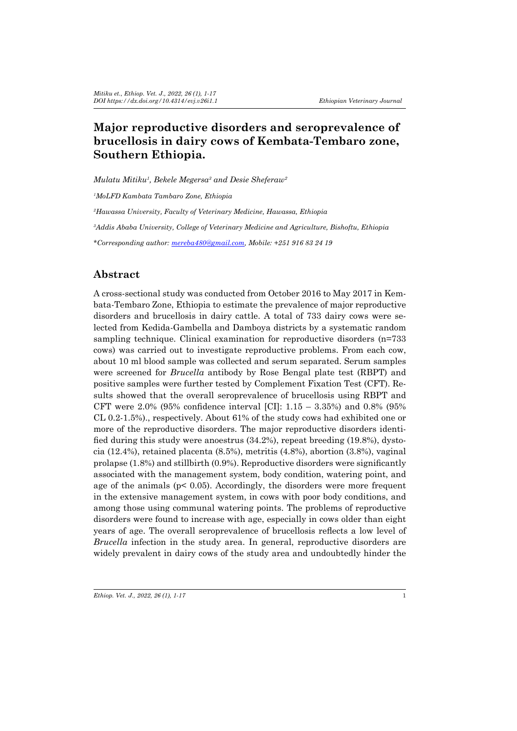# Major reproductive disorders and seroprevalence of brucellosis in dairy cows of Kembata-Tembaro zone, Southern Ethiopia.

*Mulatu Mitiku[1], Bekele Megersa[3] and Desie Sheferaw[2]*

*[1]MoLFD Kambata Tambaro Zone, Ethiopia*

*[2]Hawassa University, Faculty of Veterinary Medicine, Hawassa, Ethiopia*

*[3]Addis Ababa University, College of Veterinary Medicine and Agriculture, Bishoftu, Ethiopia*

*\*Corresponding author: mereba480@gmail.com, Mobile: +251 916 83 24 19*

## Abstract

A cross-sectional study was conducted from October 2016 to May 2017 in Kembata-Tembaro Zone, Ethiopia to estimate the prevalence of major reproductive disorders and brucellosis in dairy cattle. A total of 733 dairy cows were selected from Kedida-Gambella and Damboya districts by a systematic random sampling technique. Clinical examination for reproductive disorders (n=733 cows) was carried out to investigate reproductive problems. From each cow, about 10 ml blood sample was collected and serum separated. Serum samples were screened for *Brucella* antibody by Rose Bengal plate test (RBPT) and positive samples were further tested by Complement Fixation Test (CFT). Results showed that the overall seroprevalence of brucellosis using RBPT and CFT were 2.0% (95% confidence interval [CI]: 1.15 – 3.35%) and 0.8% (95% CL 0.2-1.5%)., respectively. About 61% of the study cows had exhibited one or more of the reproductive disorders. The major reproductive disorders identified during this study were anoestrus (34.2%), repeat breeding (19.8%), dystocia (12.4%), retained placenta (8.5%), metritis (4.8%), abortion (3.8%), vaginal prolapse (1.8%) and stillbirth (0.9%). Reproductive disorders were significantly associated with the management system, body condition, watering point, and age of the animals ($p < 0.05$). Accordingly, the disorders were more frequent in the extensive management system, in cows with poor body conditions, and among those using communal watering points. The problems of reproductive disorders were found to increase with age, especially in cows older than eight years of age. The overall seroprevalence of brucellosis reflects a low level of *Brucella* infection in the study area. In general, reproductive disorders are widely prevalent in dairy cows of the study area and undoubtedly hinder the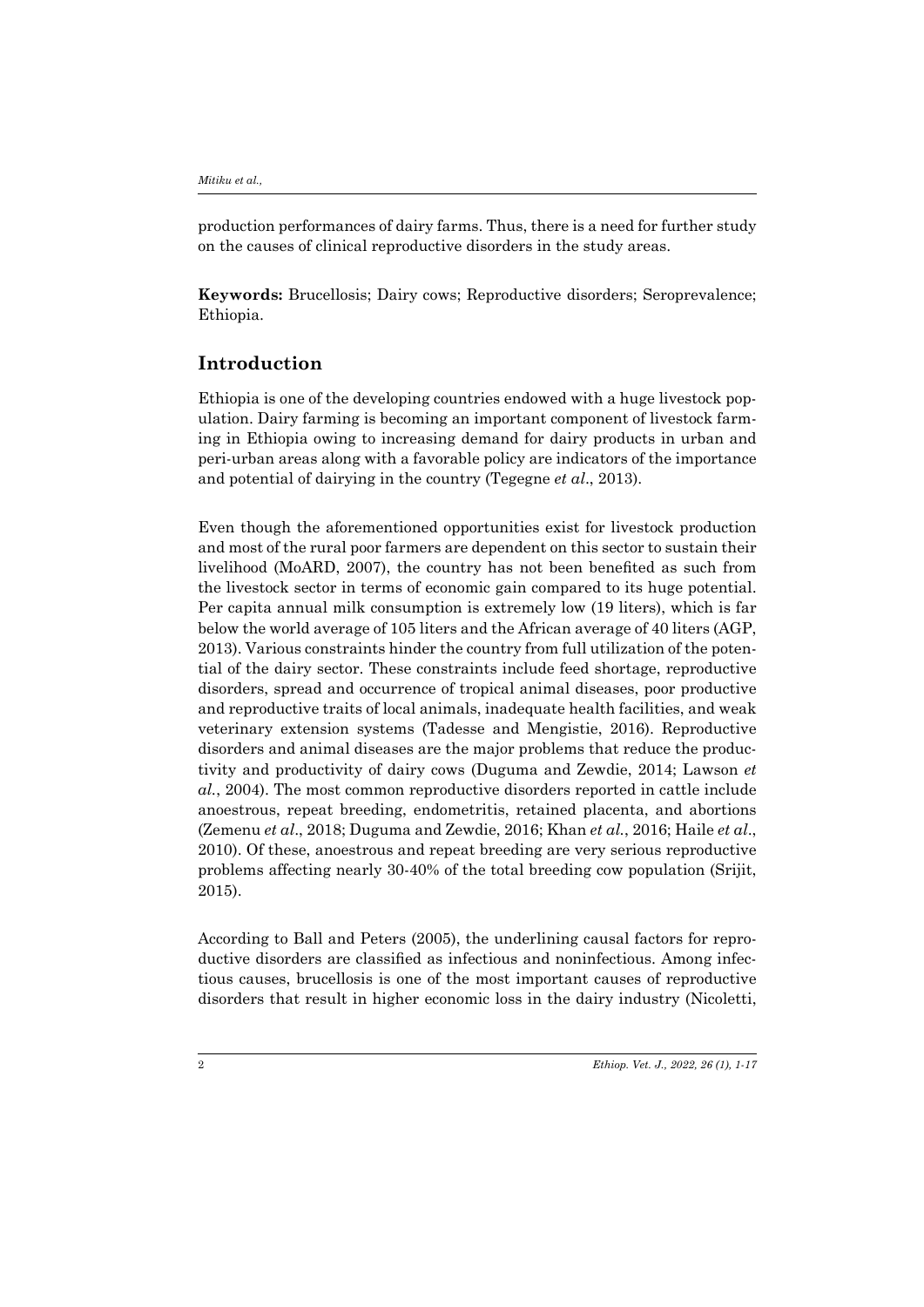production performances of dairy farms. Thus, there is a need for further study on the causes of clinical reproductive disorders in the study areas.

**Keywords:** Brucellosis; Dairy cows; Reproductive disorders; Seroprevalence; Ethiopia.

## Introduction

Ethiopia is one of the developing countries endowed with a huge livestock population. Dairy farming is becoming an important component of livestock farming in Ethiopia owing to increasing demand for dairy products in urban and peri-urban areas along with a favorable policy are indicators of the importance and potential of dairying in the country (Tegegne *et al*., 2013).

Even though the aforementioned opportunities exist for livestock production and most of the rural poor farmers are dependent on this sector to sustain their livelihood (MoARD, 2007), the country has not been benefited as such from the livestock sector in terms of economic gain compared to its huge potential. Per capita annual milk consumption is extremely low (19 liters), which is far below the world average of 105 liters and the African average of 40 liters (AGP, 2013). Various constraints hinder the country from full utilization of the potential of the dairy sector. These constraints include feed shortage, reproductive disorders, spread and occurrence of tropical animal diseases, poor productive and reproductive traits of local animals, inadequate health facilities, and weak veterinary extension systems (Tadesse and Mengistie, 2016). Reproductive disorders and animal diseases are the major problems that reduce the productivity and productivity of dairy cows (Duguma and Zewdie, 2014; Lawson *et al.*, 2004). The most common reproductive disorders reported in cattle include anoestrous, repeat breeding, endometritis, retained placenta, and abortions (Zemenu *et al*., 2018; Duguma and Zewdie, 2016; Khan *et al.*, 2016; Haile *et al*., 2010). Of these, anoestrous and repeat breeding are very serious reproductive problems affecting nearly 30-40% of the total breeding cow population (Srijit, 2015).

According to Ball and Peters (2005), the underlining causal factors for reproductive disorders are classified as infectious and noninfectious. Among infectious causes, brucellosis is one of the most important causes of reproductive disorders that result in higher economic loss in the dairy industry (Nicoletti,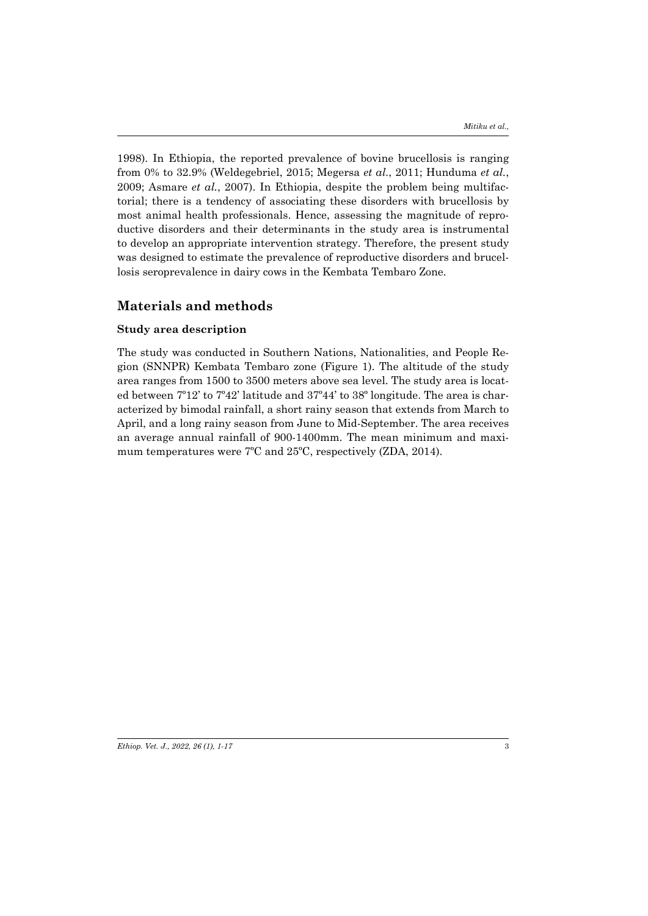1998). In Ethiopia, the reported prevalence of bovine brucellosis is ranging from 0% to 32.9% (Weldegebriel, 2015; Megersa *et al.*, 2011; Hunduma *et al.*, 2009; Asmare *et al.*, 2007). In Ethiopia, despite the problem being multifactorial; there is a tendency of associating these disorders with brucellosis by most animal health professionals. Hence, assessing the magnitude of reproductive disorders and their determinants in the study area is instrumental to develop an appropriate intervention strategy. Therefore, the present study was designed to estimate the prevalence of reproductive disorders and brucellosis seroprevalence in dairy cows in the Kembata Tembaro Zone.

## Materials and methods

### Study area description

The study was conducted in Southern Nations, Nationalities, and People Region (SNNPR) Kembata Tembaro zone (Figure 1). The altitude of the study area ranges from 1500 to 3500 meters above sea level. The study area is located between 7º12' to 7º42' latitude and 37º44' to 38º longitude. The area is characterized by bimodal rainfall, a short rainy season that extends from March to April, and a long rainy season from June to Mid-September. The area receives an average annual rainfall of 900-1400mm. The mean minimum and maximum temperatures were 7ºC and 25ºC, respectively (ZDA, 2014).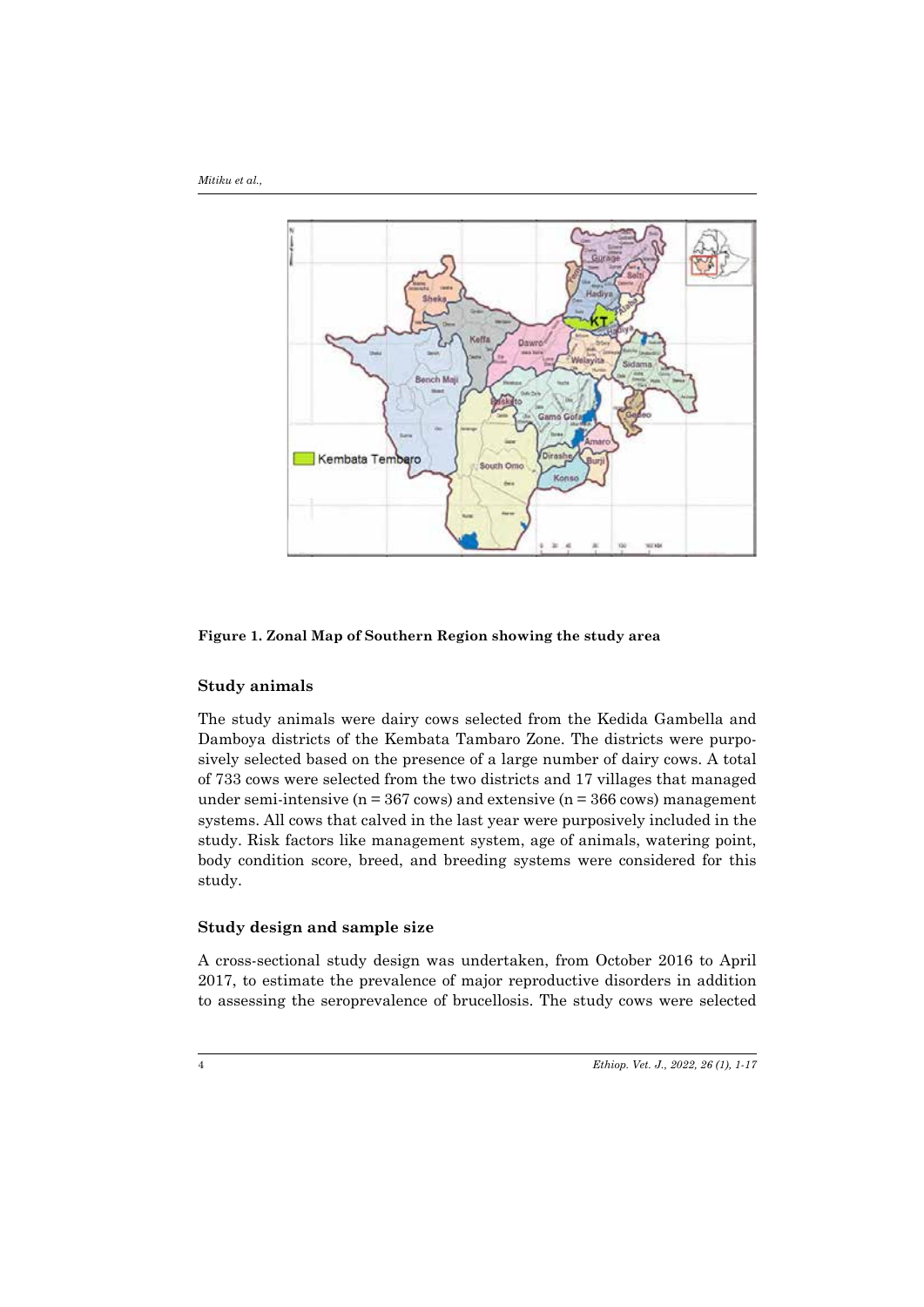Figure 1. Zonal Map of Southern Region showing the study area

### Study animals

The study animals were dairy cows selected from the Kedida Gambella and Damboya districts of the Kembata Tambaro Zone. The districts were purposively selected based on the presence of a large number of dairy cows. A total of 733 cows were selected from the two districts and 17 villages that managed under semi-intensive (n = 367 cows) and extensive (n = 366 cows) management systems. All cows that calved in the last year were purposively included in the study. Risk factors like management system, age of animals, watering point, body condition score, breed, and breeding systems were considered for this study.

### Study design and sample size

A cross-sectional study design was undertaken, from October 2016 to April 2017, to estimate the prevalence of major reproductive disorders in addition to assessing the seroprevalence of brucellosis. The study cows were selected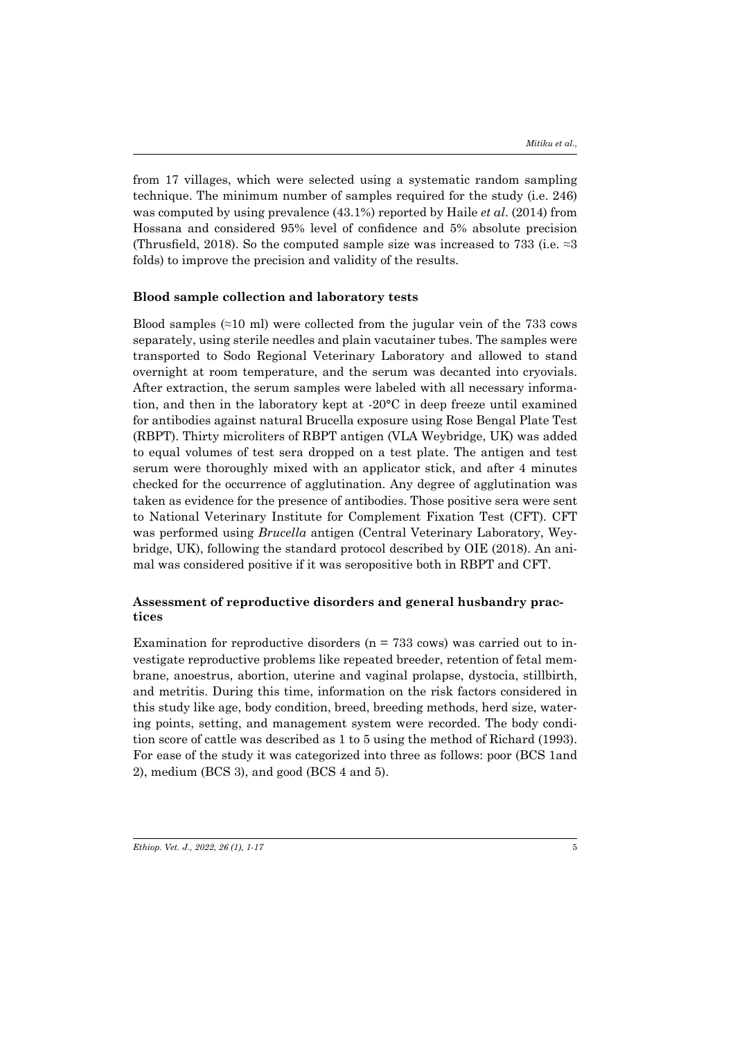from 17 villages, which were selected using a systematic random sampling technique. The minimum number of samples required for the study (i.e. 246) was computed by using prevalence (43.1%) reported by Haile *et al*. (2014) from Hossana and considered 95% level of confidence and 5% absolute precision (Thrusfield, 2018). So the computed sample size was increased to 733 (i.e. ≈3 folds) to improve the precision and validity of the results.

### Blood sample collection and laboratory tests

Blood samples (≈10 ml) were collected from the jugular vein of the 733 cows separately, using sterile needles and plain vacutainer tubes. The samples were transported to Sodo Regional Veterinary Laboratory and allowed to stand overnight at room temperature, and the serum was decanted into cryovials. After extraction, the serum samples were labeled with all necessary information, and then in the laboratory kept at -20°C in deep freeze until examined for antibodies against natural Brucella exposure using Rose Bengal Plate Test (RBPT). Thirty microliters of RBPT antigen (VLA Weybridge, UK) was added to equal volumes of test sera dropped on a test plate. The antigen and test serum were thoroughly mixed with an applicator stick, and after 4 minutes checked for the occurrence of agglutination. Any degree of agglutination was taken as evidence for the presence of antibodies. Those positive sera were sent to National Veterinary Institute for Complement Fixation Test (CFT). CFT was performed using *Brucella* antigen (Central Veterinary Laboratory, Weybridge, UK), following the standard protocol described by OIE (2018). An animal was considered positive if it was seropositive both in RBPT and CFT.

### Assessment of reproductive disorders and general husbandry practices

Examination for reproductive disorders (n = 733 cows) was carried out to investigate reproductive problems like repeated breeder, retention of fetal membrane, anoestrus, abortion, uterine and vaginal prolapse, dystocia, stillbirth, and metritis. During this time, information on the risk factors considered in this study like age, body condition, breed, breeding methods, herd size, watering points, setting, and management system were recorded. The body condition score of cattle was described as 1 to 5 using the method of Richard (1993). For ease of the study it was categorized into three as follows: poor (BCS 1and 2), medium (BCS 3), and good (BCS 4 and 5).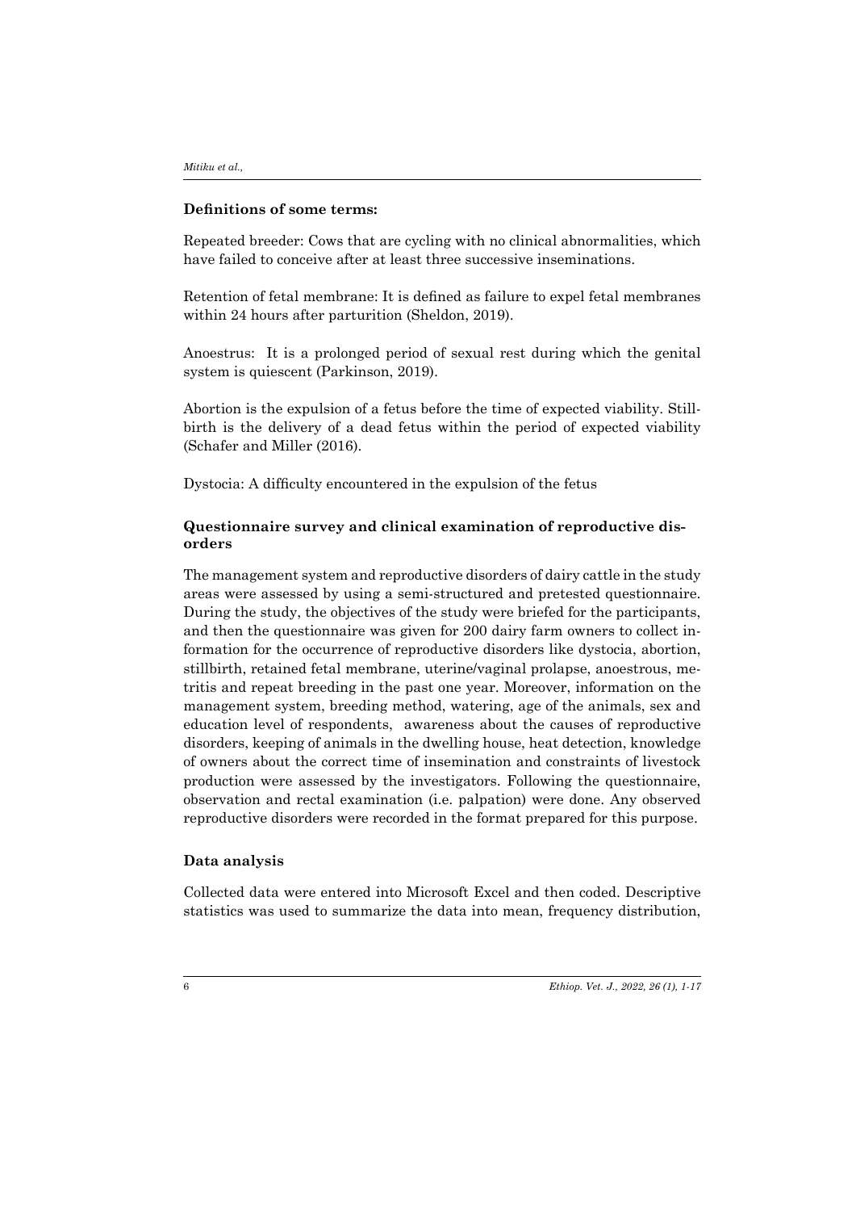### Definitions of some terms:

Repeated breeder: Cows that are cycling with no clinical abnormalities, which have failed to conceive after at least three successive inseminations.

Retention of fetal membrane: It is defined as failure to expel fetal membranes within 24 hours after parturition (Sheldon, 2019).

Anoestrus: It is a prolonged period of sexual rest during which the genital system is quiescent (Parkinson, 2019).

Abortion is the expulsion of a fetus before the time of expected viability. Stillbirth is the delivery of a dead fetus within the period of expected viability (Schafer and Miller (2016).

Dystocia: A difficulty encountered in the expulsion of the fetus

### Questionnaire survey and clinical examination of reproductive disorders

The management system and reproductive disorders of dairy cattle in the study areas were assessed by using a semi-structured and pretested questionnaire. During the study, the objectives of the study were briefed for the participants, and then the questionnaire was given for 200 dairy farm owners to collect information for the occurrence of reproductive disorders like dystocia, abortion, stillbirth, retained fetal membrane, uterine/vaginal prolapse, anoestrous, metritis and repeat breeding in the past one year. Moreover, information on the management system, breeding method, watering, age of the animals, sex and education level of respondents, awareness about the causes of reproductive disorders, keeping of animals in the dwelling house, heat detection, knowledge of owners about the correct time of insemination and constraints of livestock production were assessed by the investigators. Following the questionnaire, observation and rectal examination (i.e. palpation) were done. Any observed reproductive disorders were recorded in the format prepared for this purpose.

### Data analysis

Collected data were entered into Microsoft Excel and then coded. Descriptive statistics was used to summarize the data into mean, frequency distribution,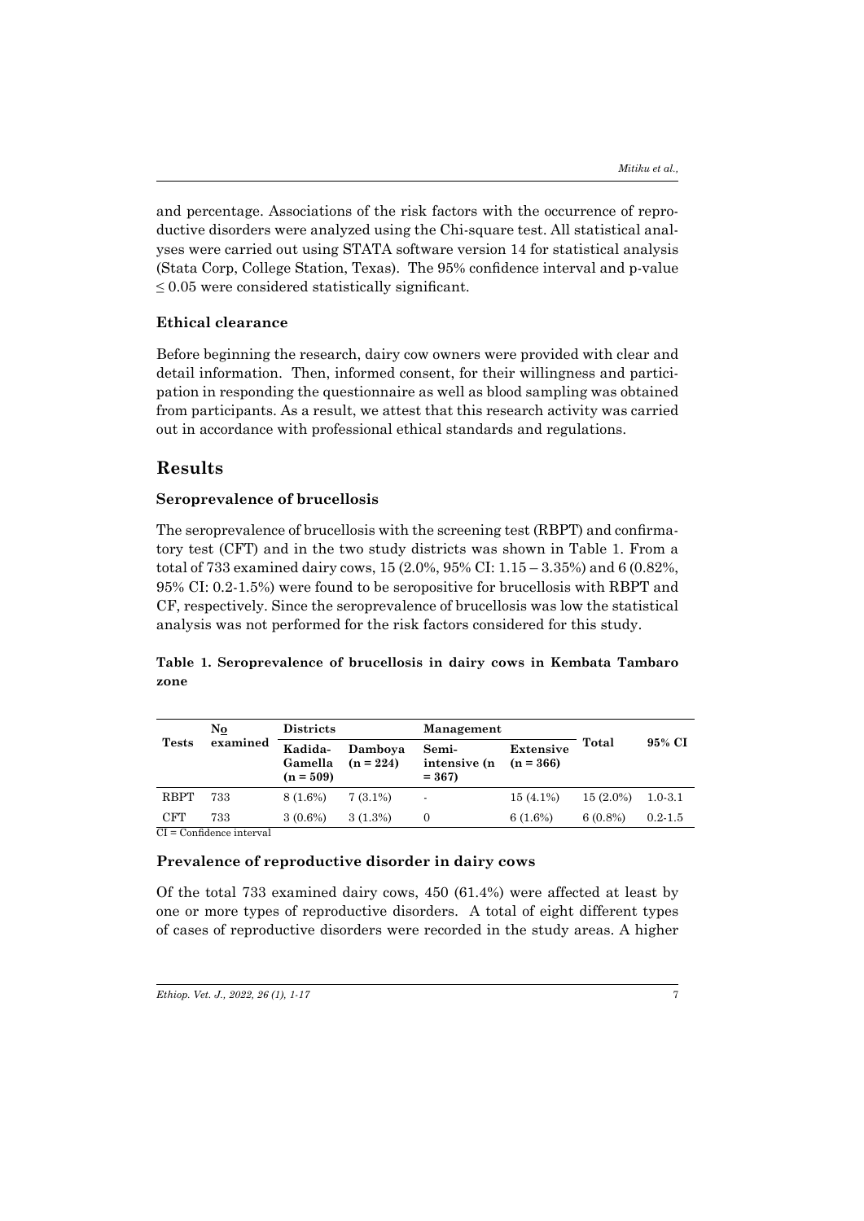and percentage. Associations of the risk factors with the occurrence of reproductive disorders were analyzed using the Chi-square test. All statistical analyses were carried out using STATA software version 14 for statistical analysis (Stata Corp, College Station, Texas). The 95% confidence interval and p-value $\leq 0.05$ were considered statistically significant.

### Ethical clearance

Before beginning the research, dairy cow owners were provided with clear and detail information. Then, informed consent, for their willingness and participation in responding the questionnaire as well as blood sampling was obtained from participants. As a result, we attest that this research activity was carried out in accordance with professional ethical standards and regulations.

## Results

### Seroprevalence of brucellosis

The seroprevalence of brucellosis with the screening test (RBPT) and confirmatory test (CFT) and in the two study districts was shown in Table 1. From a total of 733 examined dairy cows, 15 (2.0%, 95% CI: 1.15 – 3.35%) and 6 (0.82%, 95% CI: 0.2-1.5%) were found to be seropositive for brucellosis with RBPT and CF, respectively. Since the seroprevalence of brucellosis was low the statistical analysis was not performed for the risk factors considered for this study.

**Table 1. Seroprevalence of brucellosis in dairy cows in Kembata Tambaro zone**

| Tests | No examined | Districts | | Management | | Total | 95% CI |
|---|---|---|---|---|---|---|---|
| | | Kadida-Gamella (n = 509) | Damboya (n = 224) | Semi-intensive (n = 367) | Extensive (n = 366) | | |
| RBPT | 733 | 8 (1.6%) | 7 (3.1%) | - | 15 (4.1%) | 15 (2.0%) | 1.0-3.1 |
| CFT | 733 | 3 (0.6%) | 3 (1.3%) | 0 | 6 (1.6%) | 6 (0.8%) | 0.2-1.5 |

CI = Confidence interval

### Prevalence of reproductive disorder in dairy cows

Of the total 733 examined dairy cows, 450 (61.4%) were affected at least by one or more types of reproductive disorders. A total of eight different types of cases of reproductive disorders were recorded in the study areas. A higher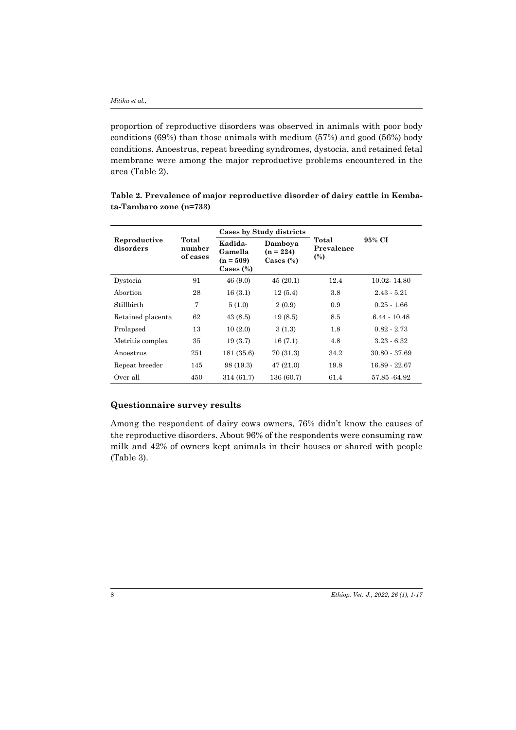proportion of reproductive disorders was observed in animals with poor body conditions (69%) than those animals with medium (57%) and good (56%) body conditions. Anoestrus, repeat breeding syndromes, dystocia, and retained fetal membrane were among the major reproductive problems encountered in the area (Table 2).

**Table 2. Prevalence of major reproductive disorder of dairy cattle in Kemba-ta-Tambaro zone (n=733)**

| Reproductive disorders | Total number of cases | Cases by Study districts | | Total Prevalence (%) | 95% CI |
|---|---|---|---|---|---|
| | | Kadida-Gamella (n = 509) Cases (%) | Damboya (n = 224) Cases (%) | | |
| Dystocia | 91 | 46 (9.0) | 45 (20.1) | 12.4 | 10.02- 14.80 |
| Abortion | 28 | 16 (3.1) | 12 (5.4) | 3.8 | 2.43 - 5.21 |
| Stillbirth | 7 | 5 (1.0) | 2 (0.9) | 0.9 | 0.25 - 1.66 |
| Retained placenta | 62 | 43 (8.5) | 19 (8.5) | 8.5 | 6.44 - 10.48 |
| Prolapsed | 13 | 10 (2.0) | 3 (1.3) | 1.8 | 0.82 - 2.73 |
| Metritis complex | 35 | 19 (3.7) | 16 (7.1) | 4.8 | 3.23 - 6.32 |
| Anoestrus | 251 | 181 (35.6) | 70 (31.3) | 34.2 | 30.80 - 37.69 |
| Repeat breeder | 145 | 98 (19.3) | 47 (21.0) | 19.8 | 16.89 - 22.67 |
| Over all | 450 | 314 (61.7) | 136 (60.7) | 61.4 | 57.85 -64.92 |

### Questionnaire survey results

Among the respondent of dairy cows owners, 76% didn't know the causes of the reproductive disorders. About 96% of the respondents were consuming raw milk and 42% of owners kept animals in their houses or shared with people (Table 3).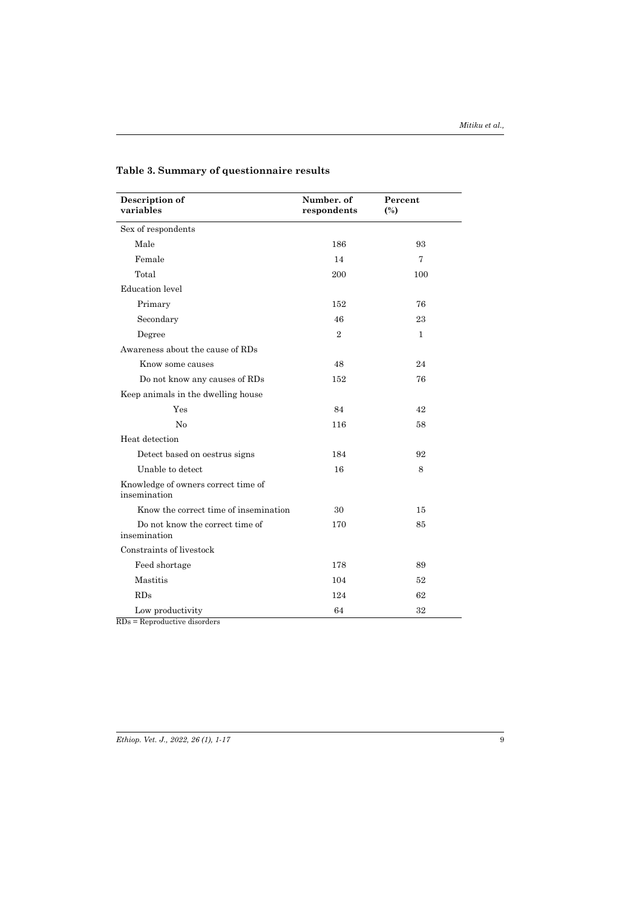**Table 3. Summary of questionnaire results**

| Description of variables | Number. of respondents | Percent (%) |
|---|---|---|
| Sex of respondents | | |
| Male | 186 | 93 |
| Female | 14 | 7 |
| Total | 200 | 100 |
| Education level | | |
| Primary | 152 | 76 |
| Secondary | 46 | 23 |
| Degree | 2 | 1 |
| Awareness about the cause of RDs | | |
| Know some causes | 48 | 24 |
| Do not know any causes of RDs | 152 | 76 |
| Keep animals in the dwelling house | | |
| Yes | 84 | 42 |
| No | 116 | 58 |
| Heat detection | | |
| Detect based on oestrus signs | 184 | 92 |
| Unable to detect | 16 | 8 |
| Knowledge of owners correct time of insemination | | |
| Know the correct time of insemination | 30 | 15 |
| Do not know the correct time of insemination | 170 | 85 |
| Constraints of livestock | | |
| Feed shortage | 178 | 89 |
| Mastitis | 104 | 52 |
| RDs | 124 | 62 |
| Low productivity | 64 | 32 |

RDs = Reproductive disorders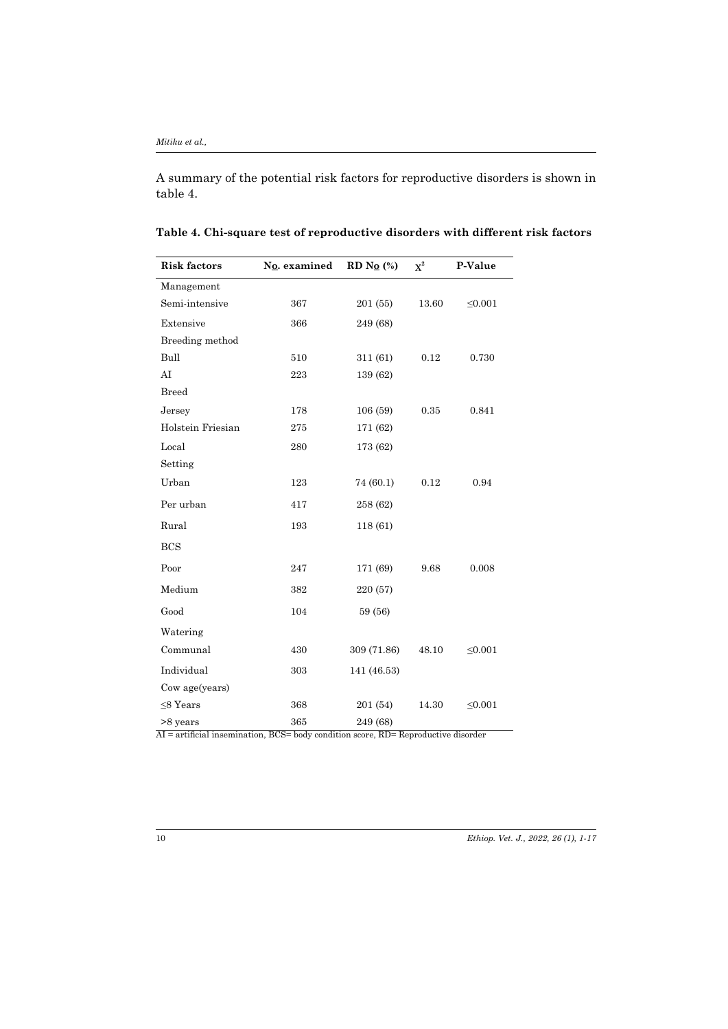A summary of the potential risk factors for reproductive disorders is shown in table 4.

**Table 4. Chi-square test of reproductive disorders with different risk factors**

| Risk factors | No. examined | RD No (%) | $X^2$ | P-Value |
|---|---|---|---|---|
| Management | | | | |
| Semi-intensive | 367 | 201 (55) | 13.60 | ≤0.001 |
| Extensive | 366 | 249 (68) | | |
| Breeding method | | | | |
| Bull | 510 | 311 (61) | 0.12 | 0.730 |
| AI | 223 | 139 (62) | | |
| Breed | | | | |
| Jersey | 178 | 106 (59) | 0.35 | 0.841 |
| Holstein Friesian | 275 | 171 (62) | | |
| Local | 280 | 173 (62) | | |
| Setting | | | | |
| Urban | 123 | 74 (60.1) | 0.12 | 0.94 |
| Per urban | 417 | 258 (62) | | |
| Rural | 193 | 118 (61) | | |
| BCS | | | | |
| Poor | 247 | 171 (69) | 9.68 | 0.008 |
| Medium | 382 | 220 (57) | | |
| Good | 104 | 59 (56) | | |
| Watering | | | | |
| Communal | 430 | 309 (71.86) | 48.10 | ≤0.001 |
| Individual | 303 | 141 (46.53) | | |
| Cow age(years) | | | | |
| ≤8 Years | 368 | 201 (54) | 14.30 | ≤0.001 |
| >8 years | 365 | 249 (68) | | |

AI = artificial insemination, BCS= body condition score, RD= Reproductive disorder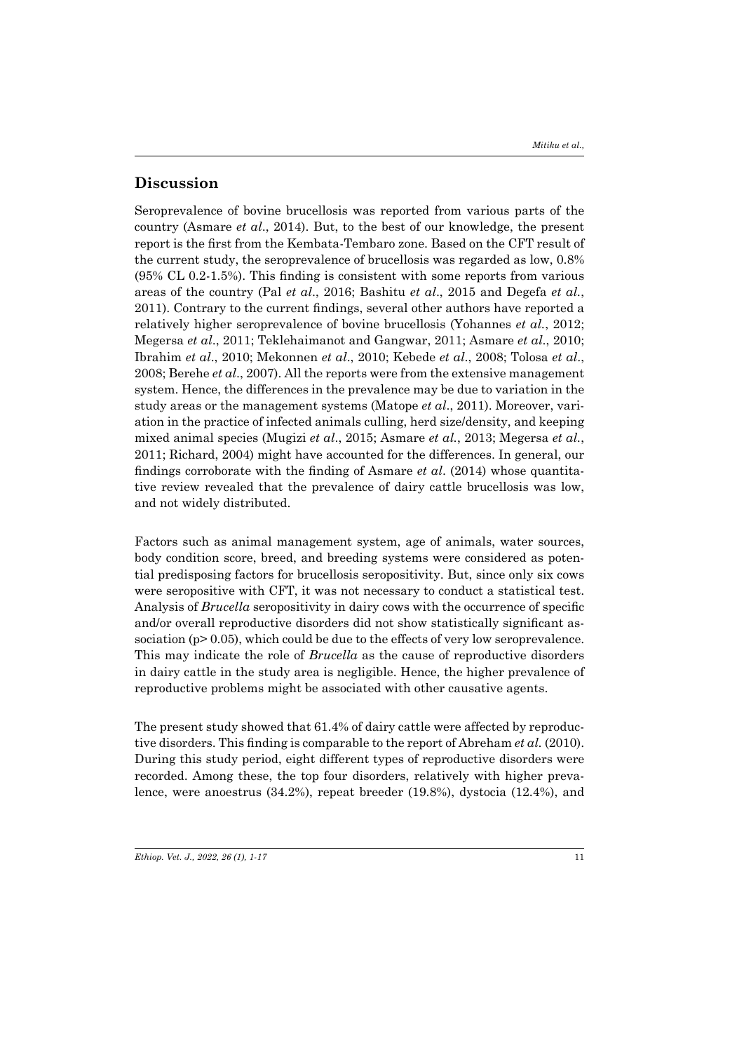## Discussion

Seroprevalence of bovine brucellosis was reported from various parts of the country (Asmare *et al*., 2014). But, to the best of our knowledge, the present report is the first from the Kembata-Tembaro zone. Based on the CFT result of the current study, the seroprevalence of brucellosis was regarded as low, 0.8% (95% CL 0.2-1.5%). This finding is consistent with some reports from various areas of the country (Pal *et al*., 2016; Bashitu *et al*., 2015 and Degefa *et al*., 2011). Contrary to the current findings, several other authors have reported a relatively higher seroprevalence of bovine brucellosis (Yohannes *et al.*, 2012; Megersa *et al*., 2011; Teklehaimanot and Gangwar, 2011; Asmare *et al*., 2010; Ibrahim *et al*., 2010; Mekonnen *et al*., 2010; Kebede *et al*., 2008; Tolosa *et al*., 2008; Berehe *et al*., 2007). All the reports were from the extensive management system. Hence, the differences in the prevalence may be due to variation in the study areas or the management systems (Matope *et al*., 2011). Moreover, variation in the practice of infected animals culling, herd size/density, and keeping mixed animal species (Mugizi *et al*., 2015; Asmare *et al.*, 2013; Megersa *et al.*, 2011; Richard, 2004) might have accounted for the differences. In general, our findings corroborate with the finding of Asmare *et al*. (2014) whose quantitative review revealed that the prevalence of dairy cattle brucellosis was low, and not widely distributed.

Factors such as animal management system, age of animals, water sources, body condition score, breed, and breeding systems were considered as potential predisposing factors for brucellosis seropositivity. But, since only six cows were seropositive with CFT, it was not necessary to conduct a statistical test. Analysis of *Brucella* seropositivity in dairy cows with the occurrence of specific and/or overall reproductive disorders did not show statistically significant association ($p > 0.05$), which could be due to the effects of very low seroprevalence. This may indicate the role of *Brucella* as the cause of reproductive disorders in dairy cattle in the study area is negligible. Hence, the higher prevalence of reproductive problems might be associated with other causative agents.

The present study showed that 61.4% of dairy cattle were affected by reproductive disorders. This finding is comparable to the report of Abreham *et al.* (2010). During this study period, eight different types of reproductive disorders were recorded. Among these, the top four disorders, relatively with higher prevalence, were anoestrus (34.2%), repeat breeder (19.8%), dystocia (12.4%), and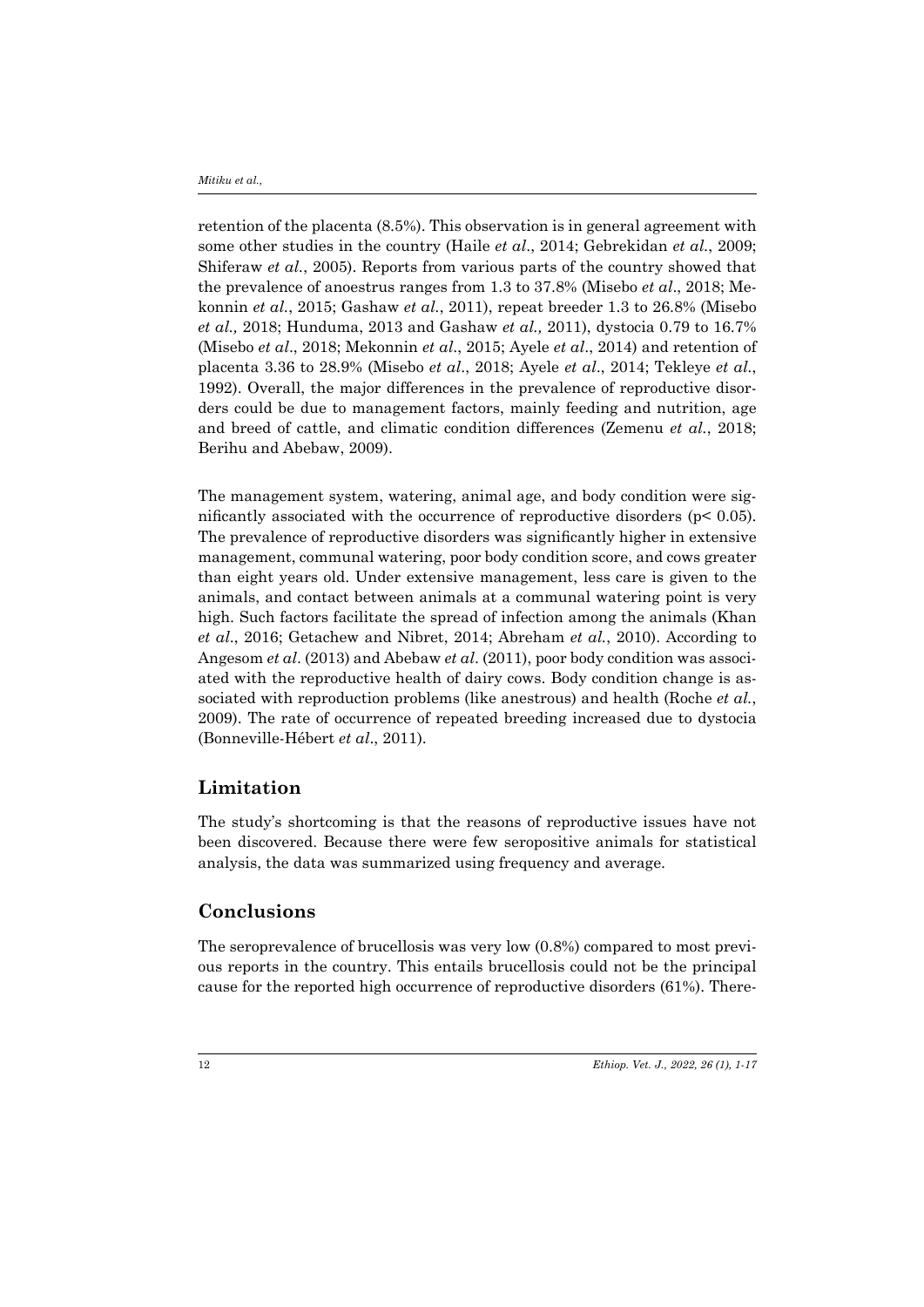retention of the placenta (8.5%). This observation is in general agreement with some other studies in the country (Haile *et al*., 2014; Gebrekidan *et al*., 2009; Shiferaw *et al*., 2005). Reports from various parts of the country showed that the prevalence of anoestrus ranges from 1.3 to 37.8% (Misebo *et al*., 2018; Mekonnin *et al*., 2015; Gashaw *et al*., 2011), repeat breeder 1.3 to 26.8% (Misebo *et al.,* 2018; Hunduma, 2013 and Gashaw *et al.,* 2011), dystocia 0.79 to 16.7% (Misebo *et al*., 2018; Mekonnin *et al*., 2015; Ayele *et al*., 2014) and retention of placenta 3.36 to 28.9% (Misebo *et al*., 2018; Ayele *et al*., 2014; Tekleye *et al*., 1992). Overall, the major differences in the prevalence of reproductive disorders could be due to management factors, mainly feeding and nutrition, age and breed of cattle, and climatic condition differences (Zemenu *et al*., 2018; Berihu and Abebaw, 2009).

The management system, watering, animal age, and body condition were significantly associated with the occurrence of reproductive disorders ($p < 0.05$). The prevalence of reproductive disorders was significantly higher in extensive management, communal watering, poor body condition score, and cows greater than eight years old. Under extensive management, less care is given to the animals, and contact between animals at a communal watering point is very high. Such factors facilitate the spread of infection among the animals (Khan *et al*., 2016; Getachew and Nibret, 2014; Abreham *et al*., 2010). According to Angesom *et al*. (2013) and Abebaw *et al*. (2011), poor body condition was associated with the reproductive health of dairy cows. Body condition change is associated with reproduction problems (like anestrous) and health (Roche *et al*., 2009). The rate of occurrence of repeated breeding increased due to dystocia (Bonneville-Hébert *et al*., 2011).

## Limitation

The study's shortcoming is that the reasons of reproductive issues have not been discovered. Because there were few seropositive animals for statistical analysis, the data was summarized using frequency and average.

## Conclusions

The seroprevalence of brucellosis was very low (0.8%) compared to most previous reports in the country. This entails brucellosis could not be the principal cause for the reported high occurrence of reproductive disorders (61%). There-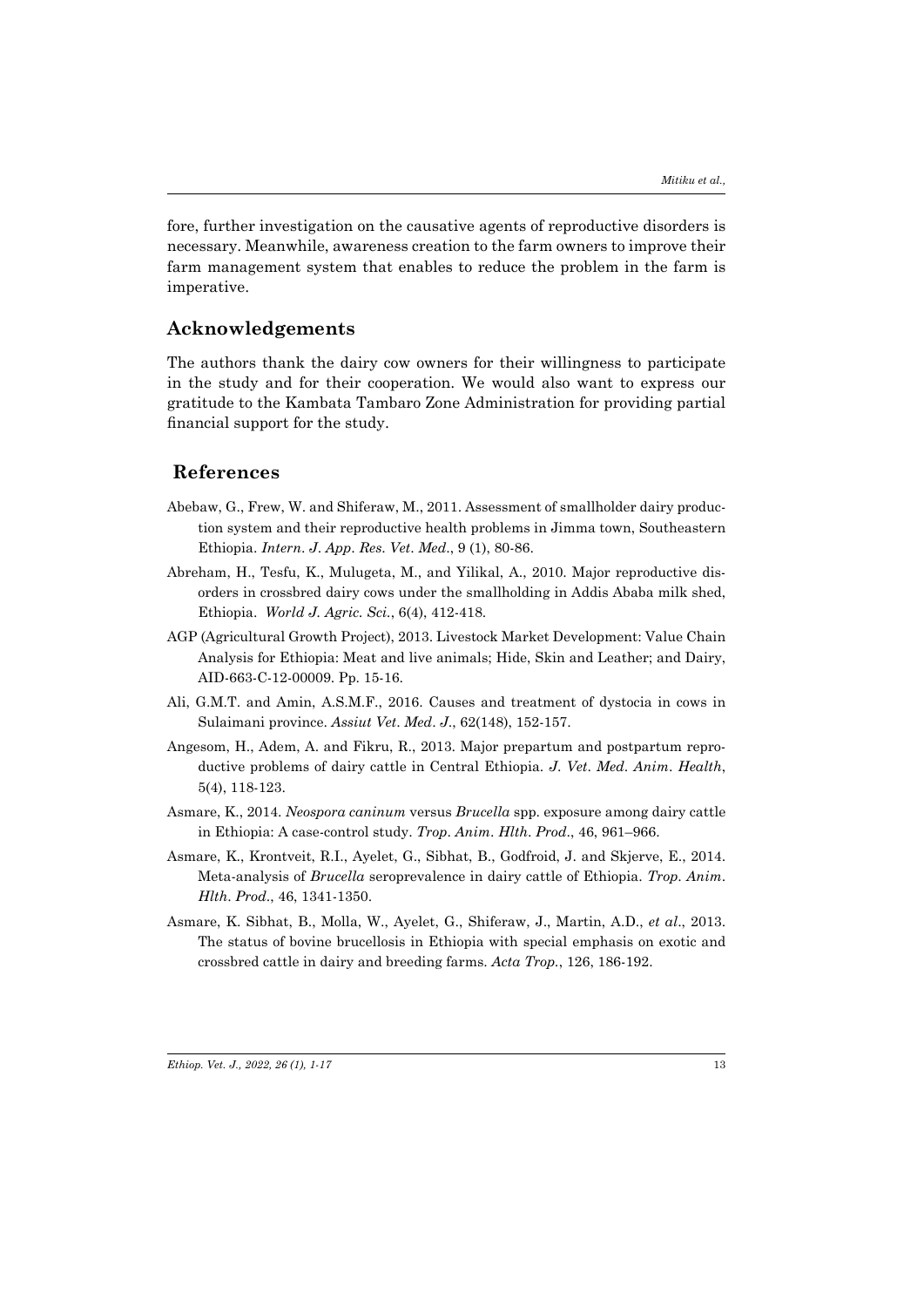fore, further investigation on the causative agents of reproductive disorders is necessary. Meanwhile, awareness creation to the farm owners to improve their farm management system that enables to reduce the problem in the farm is imperative.

## Acknowledgements

The authors thank the dairy cow owners for their willingness to participate in the study and for their cooperation. We would also want to express our gratitude to the Kambata Tambaro Zone Administration for providing partial financial support for the study.

## References

Abebaw, G., Frew, W. and Shiferaw, M., 2011. Assessment of smallholder dairy production system and their reproductive health problems in Jimma town, Southeastern Ethiopia. *Intern. J. App. Res. Vet. Med*., 9 (1), 80-86.

Abreham, H., Tesfu, K., Mulugeta, M., and Yilikal, A., 2010. Major reproductive disorders in crossbred dairy cows under the smallholding in Addis Ababa milk shed, Ethiopia. *World J. Agric. Sci.*, 6(4), 412-418.

AGP (Agricultural Growth Project), 2013. Livestock Market Development: Value Chain Analysis for Ethiopia: Meat and live animals; Hide, Skin and Leather; and Dairy, AID-663-C-12-00009. Pp. 15-16.

Ali, G.M.T. and Amin, A.S.M.F., 2016. Causes and treatment of dystocia in cows in Sulaimani province. *Assiut Vet. Med. J*., 62(148), 152-157.

Angesom, H., Adem, A. and Fikru, R., 2013. Major prepartum and postpartum reproductive problems of dairy cattle in Central Ethiopia. *J. Vet. Med. Anim. Health*, 5(4), 118-123.

Asmare, K., 2014. *Neospora caninum* versus *Brucella* spp. exposure among dairy cattle in Ethiopia: A case-control study. *Trop. Anim. Hlth. Prod*., 46, 961–966.

Asmare, K., Krontveit, R.I., Ayelet, G., Sibhat, B., Godfroid, J. and Skjerve, E., 2014. Meta-analysis of *Brucella* seroprevalence in dairy cattle of Ethiopia. *Trop. Anim. Hlth. Prod*., 46, 1341-1350.

Asmare, K. Sibhat, B., Molla, W., Ayelet, G., Shiferaw, J., Martin, A.D., *et al*., 2013. The status of bovine brucellosis in Ethiopia with special emphasis on exotic and crossbred cattle in dairy and breeding farms. *Acta Trop.*, 126, 186-192.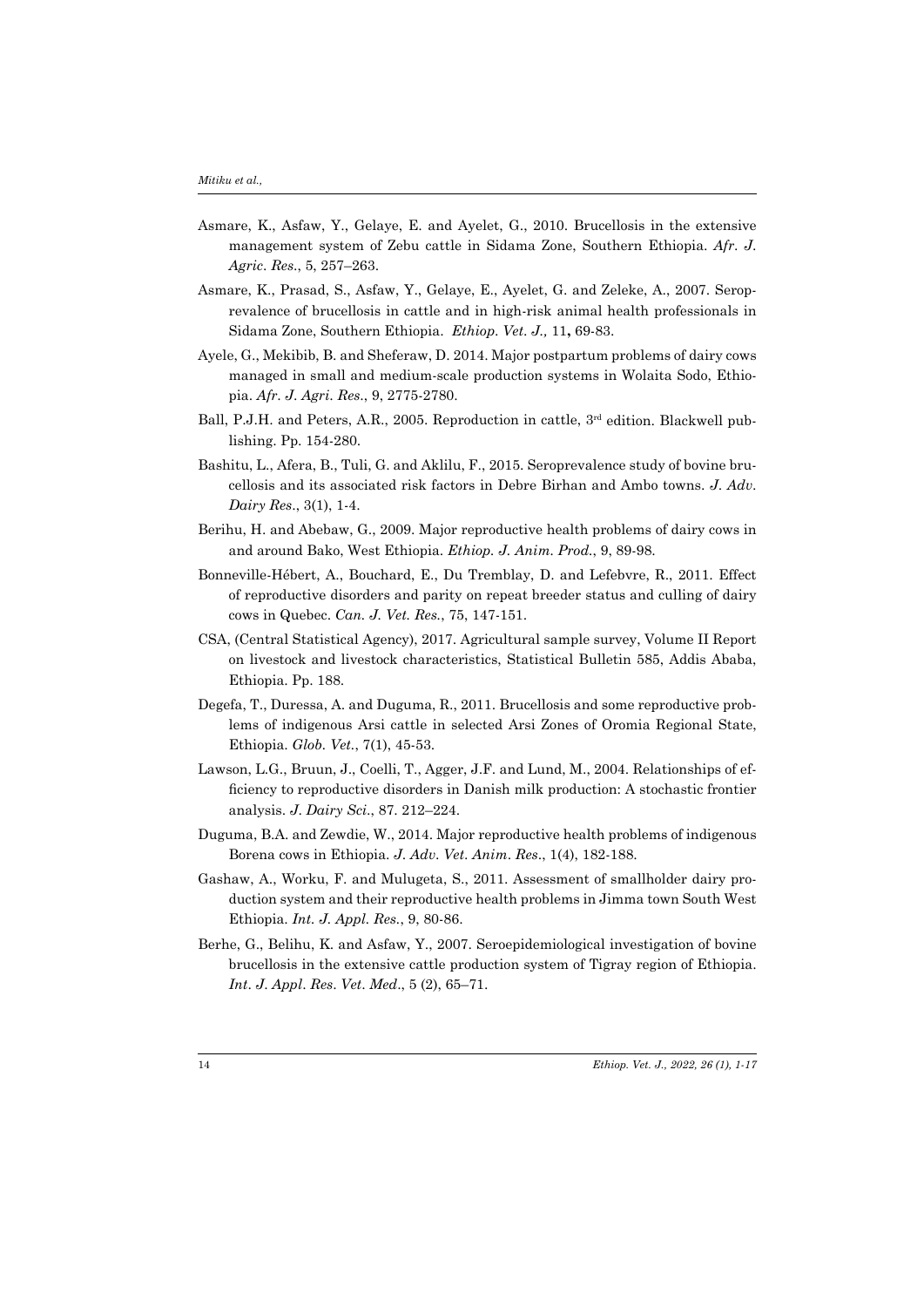Asmare, K., Asfaw, Y., Gelaye, E. and Ayelet, G., 2010. Brucellosis in the extensive management system of Zebu cattle in Sidama Zone, Southern Ethiopia. *Afr. J. Agric. Res*., 5, 257–263.

Asmare, K., Prasad, S., Asfaw, Y., Gelaye, E., Ayelet, G. and Zeleke, A., 2007. Seroprevalence of brucellosis in cattle and in high-risk animal health professionals in Sidama Zone, Southern Ethiopia. *Ethiop. Vet. J.,* 11**,** 69-83.

Ayele, G., Mekibib, B. and Sheferaw, D. 2014. Major postpartum problems of dairy cows managed in small and medium-scale production systems in Wolaita Sodo, Ethiopia. *Afr. J. Agri. Res*., 9, 2775-2780.

Ball, P.J.H. and Peters, A.R., 2005. Reproduction in cattle, 3rd edition. Blackwell publishing. Pp. 154-280.

Bashitu, L., Afera, B., Tuli, G. and Aklilu, F., 2015. Seroprevalence study of bovine brucellosis and its associated risk factors in Debre Birhan and Ambo towns. *J. Adv. Dairy Res*., 3(1), 1-4.

Berihu, H. and Abebaw, G., 2009. Major reproductive health problems of dairy cows in and around Bako, West Ethiopia. *Ethiop. J. Anim. Prod.*, 9, 89-98.

Bonneville-Hébert, A., Bouchard, E., Du Tremblay, D. and Lefebvre, R., 2011. Effect of reproductive disorders and parity on repeat breeder status and culling of dairy cows in Quebec. *Can. J. Vet. Res.*, 75, 147-151.

CSA, (Central Statistical Agency), 2017. Agricultural sample survey, Volume II Report on livestock and livestock characteristics, Statistical Bulletin 585, Addis Ababa, Ethiopia. Pp. 188.

Degefa, T., Duressa, A. and Duguma, R., 2011. Brucellosis and some reproductive problems of indigenous Arsi cattle in selected Arsi Zones of Oromia Regional State, Ethiopia. *Glob. Vet.*, 7(1), 45-53.

Lawson, L.G., Bruun, J., Coelli, T., Agger, J.F. and Lund, M., 2004. Relationships of efficiency to reproductive disorders in Danish milk production: A stochastic frontier analysis. *J. Dairy Sci*., 87. 212–224.

Duguma, B.A. and Zewdie, W., 2014. Major reproductive health problems of indigenous Borena cows in Ethiopia. *J. Adv. Vet. Anim. Res*., 1(4), 182-188.

Gashaw, A., Worku, F. and Mulugeta, S., 2011. Assessment of smallholder dairy production system and their reproductive health problems in Jimma town South West Ethiopia. *Int. J. Appl. Res.*, 9, 80-86.

Berhe, G., Belihu, K. and Asfaw, Y., 2007. Seroepidemiological investigation of bovine brucellosis in the extensive cattle production system of Tigray region of Ethiopia. *Int. J. Appl. Res. Vet. Med*., 5 (2), 65–71.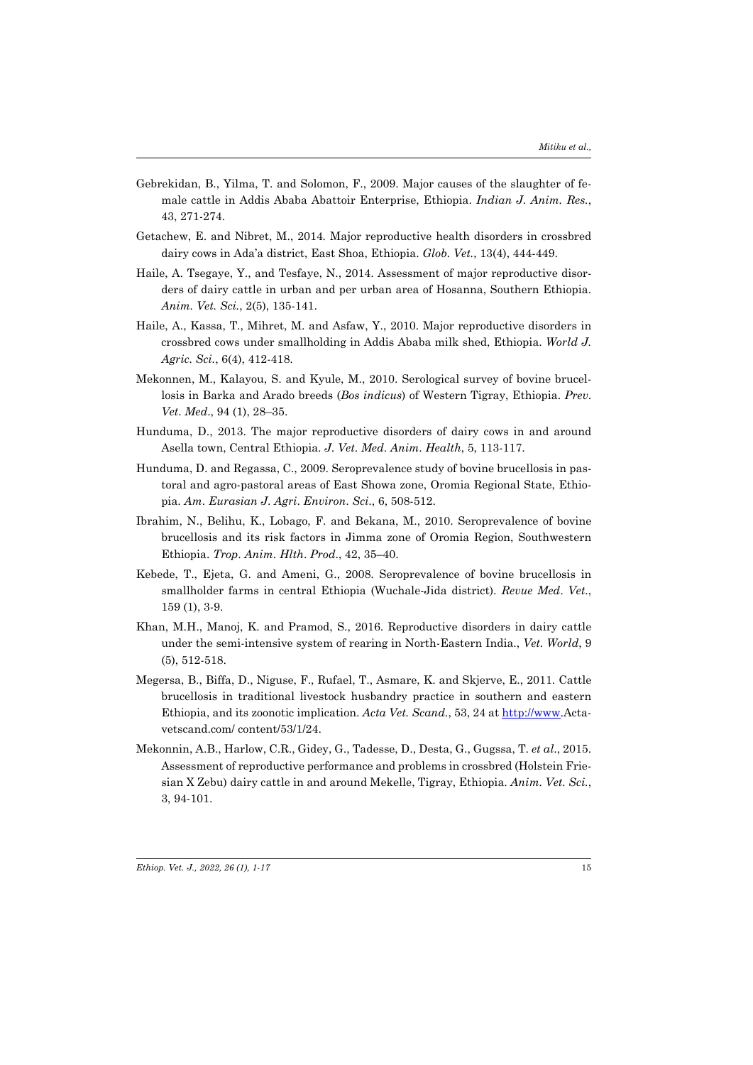Gebrekidan, B., Yilma, T. and Solomon, F., 2009. Major causes of the slaughter of female cattle in Addis Ababa Abattoir Enterprise, Ethiopia. *Indian J. Anim. Res.*, 43, 271-274.

Getachew, E. and Nibret, M., 2014. Major reproductive health disorders in crossbred dairy cows in Ada'a district, East Shoa, Ethiopia. *Glob. Vet.*, 13(4), 444-449.

Haile, A. Tsegaye, Y., and Tesfaye, N., 2014. Assessment of major reproductive disorders of dairy cattle in urban and per urban area of Hosanna, Southern Ethiopia. *Anim. Vet. Sci.*, 2(5), 135-141.

Haile, A., Kassa, T., Mihret, M. and Asfaw, Y., 2010. Major reproductive disorders in crossbred cows under smallholding in Addis Ababa milk shed, Ethiopia. *World J. Agric. Sci.*, 6(4), 412-418.

Mekonnen, M., Kalayou, S. and Kyule, M., 2010. Serological survey of bovine brucellosis in Barka and Arado breeds (*Bos indicus*) of Western Tigray, Ethiopia. *Prev. Vet. Med.*, 94 (1), 28–35.

Hunduma, D., 2013. The major reproductive disorders of dairy cows in and around Asella town, Central Ethiopia. *J. Vet. Med. Anim. Health*, 5, 113-117.

Hunduma, D. and Regassa, C., 2009. Seroprevalence study of bovine brucellosis in pastoral and agro-pastoral areas of East Showa zone, Oromia Regional State, Ethiopia. *Am. Eurasian J. Agri. Environ. Sci.*, 6, 508-512.

Ibrahim, N., Belihu, K., Lobago, F. and Bekana, M., 2010. Seroprevalence of bovine brucellosis and its risk factors in Jimma zone of Oromia Region, Southwestern Ethiopia. *Trop. Anim. Hlth. Prod.*, 42, 35–40.

Kebede, T., Ejeta, G. and Ameni, G., 2008. Seroprevalence of bovine brucellosis in smallholder farms in central Ethiopia (Wuchale-Jida district). *Revue Med. Vet.*, 159 (1), 3-9.

Khan, M.H., Manoj, K. and Pramod, S., 2016. Reproductive disorders in dairy cattle under the semi-intensive system of rearing in North-Eastern India., *Vet. World*, 9 (5), 512-518.

Megersa, B., Biffa, D., Niguse, F., Rufael, T., Asmare, K. and Skjerve, E., 2011. Cattle brucellosis in traditional livestock husbandry practice in southern and eastern Ethiopia, and its zoonotic implication. *Acta Vet. Scand.*, 53, 24 at http://www.Actavetscand.com/ content/53/1/24.

Mekonnin, A.B., Harlow, C.R., Gidey, G., Tadesse, D., Desta, G., Gugssa, T. *et al*., 2015. Assessment of reproductive performance and problems in crossbred (Holstein Friesian X Zebu) dairy cattle in and around Mekelle, Tigray, Ethiopia. *Anim. Vet. Sci.*, 3, 94-101.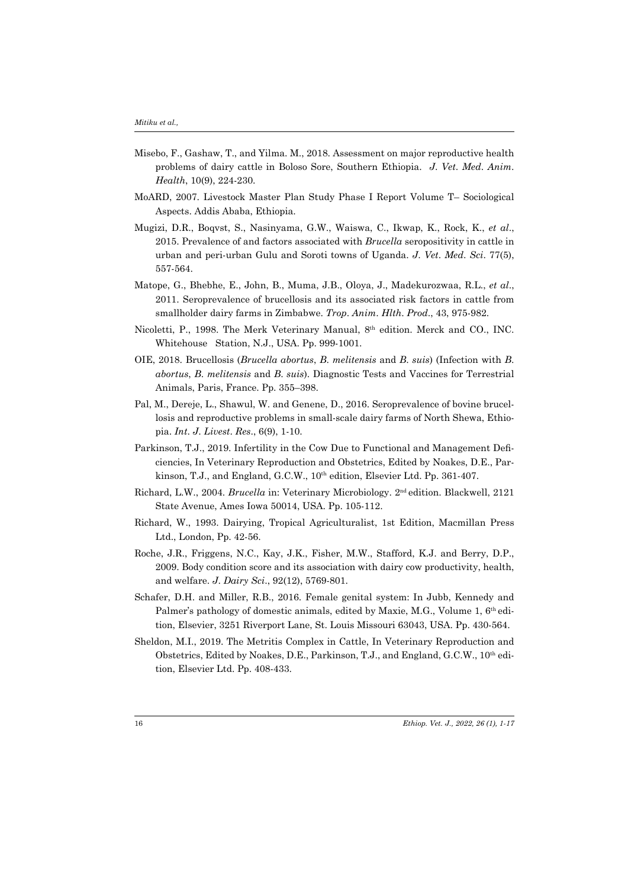Misebo, F., Gashaw, T., and Yilma. M., 2018. Assessment on major reproductive health problems of dairy cattle in Boloso Sore, Southern Ethiopia. *J. Vet. Med. Anim. Health*, 10(9), 224-230.

MoARD, 2007. Livestock Master Plan Study Phase I Report Volume T– Sociological Aspects. Addis Ababa, Ethiopia.

Mugizi, D.R., Boqvst, S., Nasinyama, G.W., Waiswa, C., Ikwap, K., Rock, K., *et al*., 2015. Prevalence of and factors associated with *Brucella* seropositivity in cattle in urban and peri-urban Gulu and Soroti towns of Uganda. *J. Vet. Med. Sci*. 77(5), 557-564.

Matope, G., Bhebhe, E., John, B., Muma, J.B., Oloya, J., Madekurozwaa, R.L., *et al*., 2011. Seroprevalence of brucellosis and its associated risk factors in cattle from smallholder dairy farms in Zimbabwe. *Trop. Anim. Hlth. Prod*., 43, 975-982.

Nicoletti, P., 1998. The Merk Veterinary Manual, 8th edition. Merck and CO., INC. Whitehouse Station, N.J., USA. Pp. 999-1001.

OIE, 2018. Brucellosis (*Brucella abortus*, *B. melitensis* and *B. suis*) (Infection with *B. abortus*, *B. melitensis* and *B. suis*). Diagnostic Tests and Vaccines for Terrestrial Animals, Paris, France. Pp. 355–398.

Pal, M., Dereje, L., Shawul, W. and Genene, D., 2016. Seroprevalence of bovine brucellosis and reproductive problems in small-scale dairy farms of North Shewa, Ethiopia. *Int. J. Livest. Res*., 6(9), 1-10.

Parkinson, T.J., 2019. Infertility in the Cow Due to Functional and Management Deficiencies, In Veterinary Reproduction and Obstetrics, Edited by Noakes, D.E., Parkinson, T.J., and England, G.C.W., 10th edition, Elsevier Ltd. Pp. 361-407.

Richard, L.W., 2004. *Brucella* in: Veterinary Microbiology. 2nd edition. Blackwell, 2121 State Avenue, Ames Iowa 50014, USA. Pp. 105-112.

Richard, W., 1993. Dairying, Tropical Agriculturalist, 1st Edition, Macmillan Press Ltd., London, Pp. 42-56.

Roche, J.R., Friggens, N.C., Kay, J.K., Fisher, M.W., Stafford, K.J. and Berry, D.P., 2009. Body condition score and its association with dairy cow productivity, health, and welfare. *J. Dairy Sci*., 92(12), 5769-801.

Schafer, D.H. and Miller, R.B., 2016. Female genital system: In Jubb, Kennedy and Palmer's pathology of domestic animals, edited by Maxie, M.G., Volume 1, 6th edition, Elsevier, 3251 Riverport Lane, St. Louis Missouri 63043, USA. Pp. 430-564.

Sheldon, M.I., 2019. The Metritis Complex in Cattle, In Veterinary Reproduction and Obstetrics, Edited by Noakes, D.E., Parkinson, T.J., and England, G.C.W., 10th edition, Elsevier Ltd. Pp. 408-433.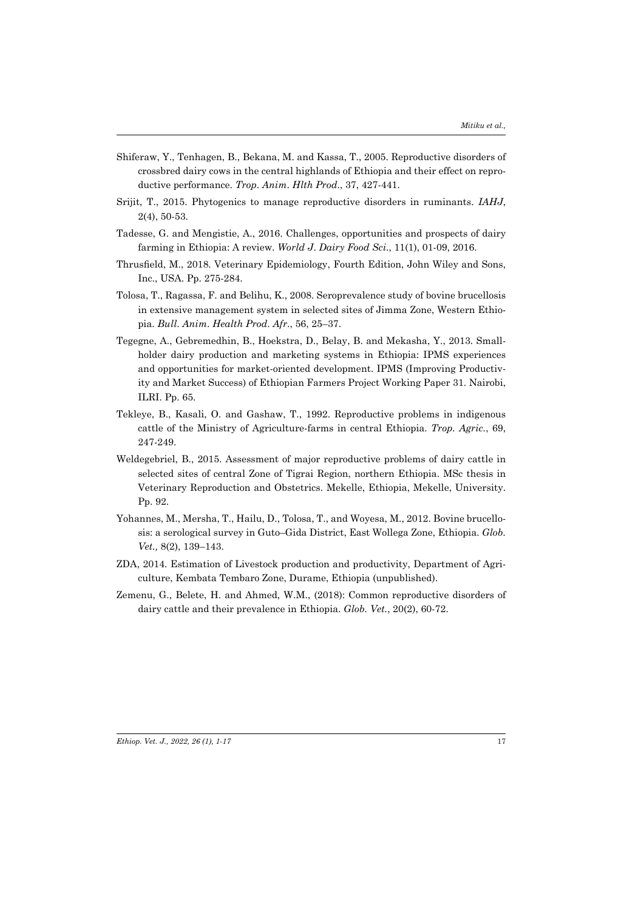Shiferaw, Y., Tenhagen, B., Bekana, M. and Kassa, T., 2005. Reproductive disorders of crossbred dairy cows in the central highlands of Ethiopia and their effect on reproductive performance. *Trop. Anim. Hlth Prod.*, 37, 427-441.

Srijit, T., 2015. Phytogenics to manage reproductive disorders in ruminants. *IAHJ*, 2(4), 50-53.

Tadesse, G. and Mengistie, A., 2016. Challenges, opportunities and prospects of dairy farming in Ethiopia: A review. *World J. Dairy Food Sci.*, 11(1), 01-09, 2016.

Thrusfield, M., 2018. Veterinary Epidemiology, Fourth Edition, John Wiley and Sons, Inc., USA. Pp. 275-284.

Tolosa, T., Ragassa, F. and Belihu, K., 2008. Seroprevalence study of bovine brucellosis in extensive management system in selected sites of Jimma Zone, Western Ethiopia. *Bull. Anim. Health Prod. Afr.*, 56, 25–37.

Tegegne, A., Gebremedhin, B., Hoekstra, D., Belay, B. and Mekasha, Y., 2013. Smallholder dairy production and marketing systems in Ethiopia: IPMS experiences and opportunities for market-oriented development. IPMS (Improving Productivity and Market Success) of Ethiopian Farmers Project Working Paper 31. Nairobi, ILRI. Pp. 65.

Tekleye, B., Kasali, O. and Gashaw, T., 1992. Reproductive problems in indigenous cattle of the Ministry of Agriculture-farms in central Ethiopia. *Trop. Agric.*, 69, 247-249.

Weldegebriel, B., 2015. Assessment of major reproductive problems of dairy cattle in selected sites of central Zone of Tigrai Region, northern Ethiopia. MSc thesis in Veterinary Reproduction and Obstetrics. Mekelle, Ethiopia, Mekelle, University. Pp. 92.

Yohannes, M., Mersha, T., Hailu, D., Tolosa, T., and Woyesa, M., 2012. Bovine brucellosis: a serological survey in Guto–Gida District, East Wollega Zone, Ethiopia. *Glob. Vet.,* 8(2), 139–143.

ZDA, 2014. Estimation of Livestock production and productivity, Department of Agriculture, Kembata Tembaro Zone, Durame, Ethiopia (unpublished).

Zemenu, G., Belete, H. and Ahmed, W.M., (2018): Common reproductive disorders of dairy cattle and their prevalence in Ethiopia. *Glob. Vet.*, 20(2), 60-72.